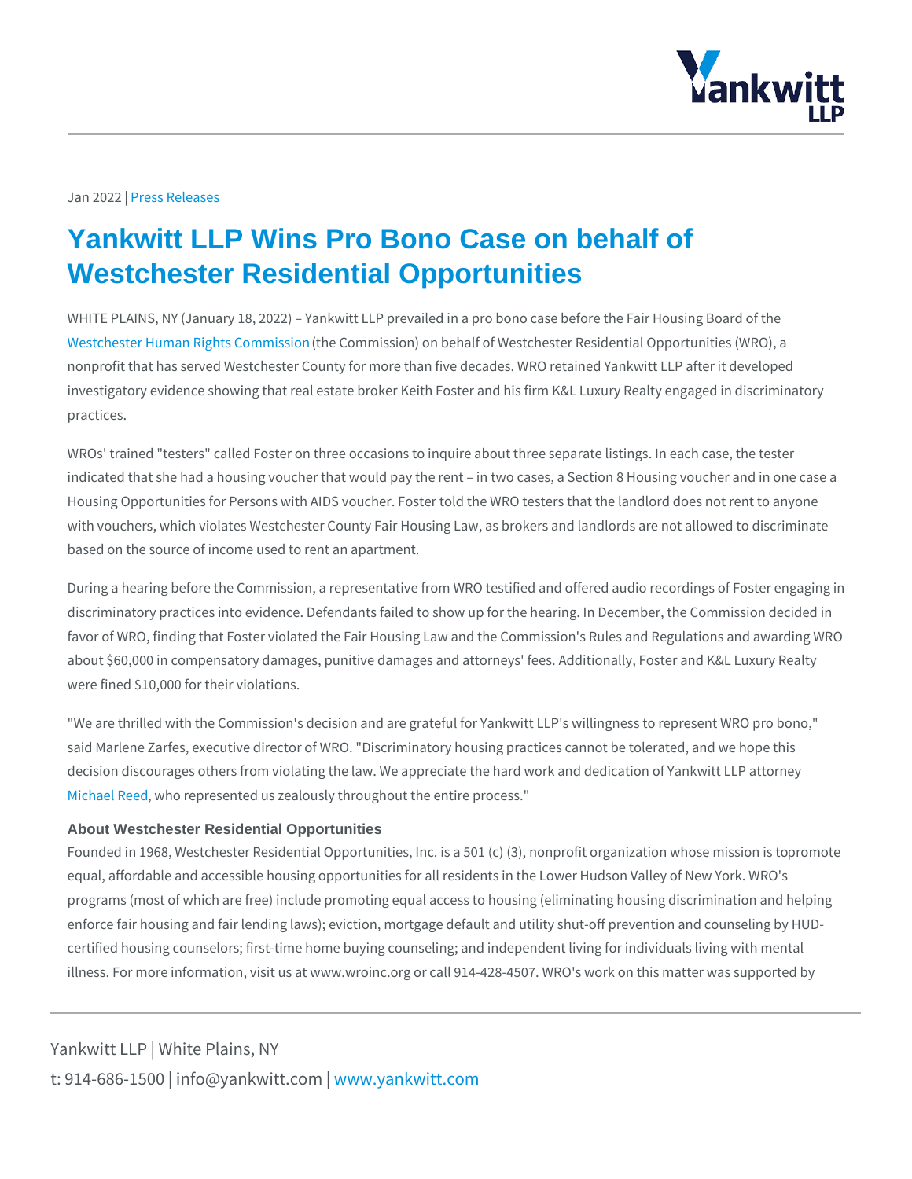Jan 2022 | Press Releases

# Yankwitt LLP Wins Pro Bono Case on behalf of Westchester Residential Opportunities

WHITE PLAINS, NY (January 18, 2022) – Yankwitt LLP prevailed in a pro bono case before the Fair Housing Board of the Westchester Human Rights Commission (the Commission) on behalf of Westchester Residential Opportunities (WRO), a nonprofit that has served Westchester County for more than five decades. WRO retained Yankwitt LLP after it developed investigatory evidence showing that real estate broker Keith Foster and his firm K&L Luxury Realty engaged in discriminatory practices.

WROs' trained "testers" called Foster on three occasions to inquire about three separate listings. In each case, the tester indicated that she had a housing voucher that would pay the rent – in two cases, a Section 8 Housing voucher and in one case a Housing Opportunities for Persons with AIDS voucher. Foster told the WRO testers that the landlord does not rent to anyone with vouchers, which violates Westchester County Fair Housing Law, as brokers and landlords are not allowed to discriminate based on the source of income used to rent an apartment.

During a hearing before the Commission, a representative from WRO testified and offered audio recordings of Foster engaging in discriminatory practices into evidence. Defendants failed to show up for the hearing. In December, the Commission decided in favor of WRO, finding that Foster violated the Fair Housing Law and the Commission's Rules and Regulations and awarding WRO about $60,000 in compensatory damages, punitive damages and attorneys' fees. Additionally, Foster and K&L Luxury Realty were fined $10,000 for their violations.

"We are thrilled with the Commission's decision and are grateful for Yankwitt LLP's willingness to represent WRO pro bono," said Marlene Zarfes, executive director of WRO. "Discriminatory housing practices cannot be tolerated, and we hope this decision discourages others from violating the law. We appreciate the hard work and dedication of Yankwitt LLP attorney Michael Reed, who represented us zealously throughout the entire process."

### About Westchester Residential Opportunities

Founded in 1968, Westchester Residential Opportunities, Inc. is a 501 (c) (3), nonprofit organization whose mission is topromote equal, affordable and accessible housing opportunities for all residents in the Lower Hudson Valley of New York. WRO's programs (most of which are free) include promoting equal access to housing (eliminating housing discrimination and helping enforce fair housing and fair lending laws); eviction, mortgage default and utility shut-off prevention and counseling by HUD-certified housing counselors; first-time home buying counseling; and independent living for individuals living with mental illness. For more information, visit us at www.wroinc.org or call 914-428-4507. WRO's work on this matter was supported by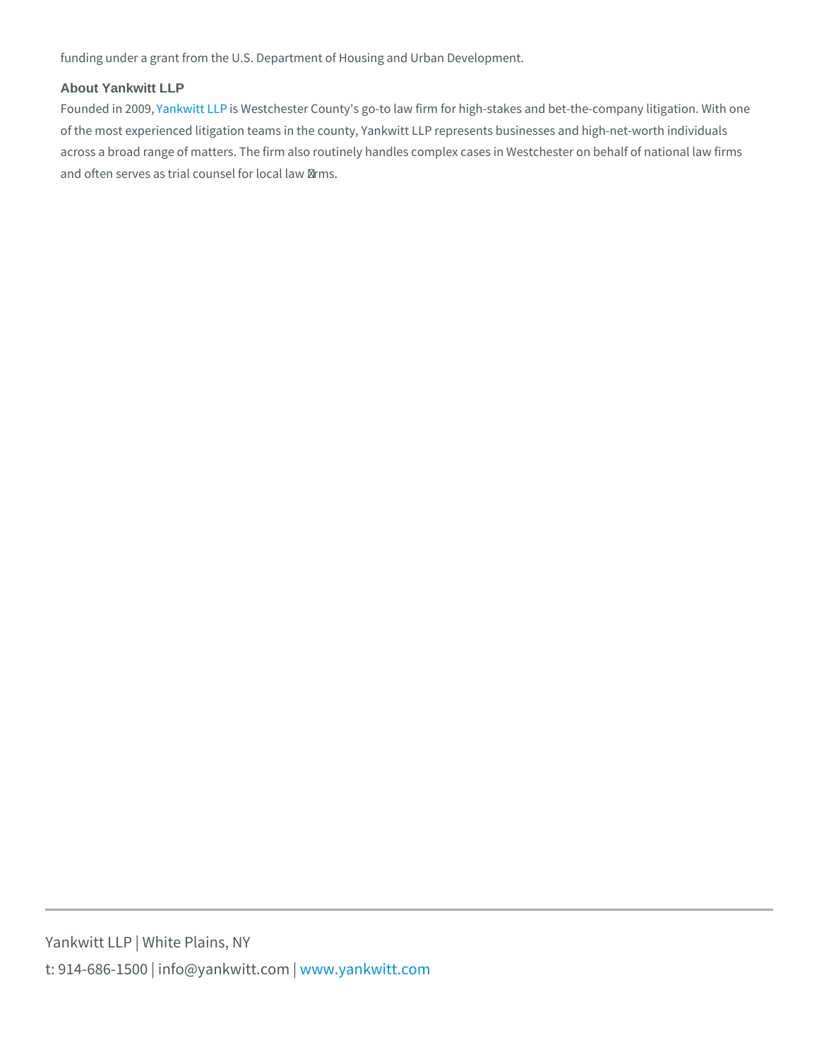funding under a grant from the U.S. Department of Housing and Urban Development.

### About Yankwitt LLP

Founded in 2009, Yankwitt LLP is Westchester County's go-to law firm for high-stakes and bet-the-company litigation. With one of the most experienced litigation teams in the county, Yankwitt LLP represents businesses and high-net-worth individuals across a broad range of matters. The firm also routinely handles complex cases in Westchester on behalf of national law firms and often serves as trial counsel for local law firms.

---

Yankwitt LLP | White Plains, NY

t: 914-686-1500 | info@yankwitt.com | www.yankwitt.com